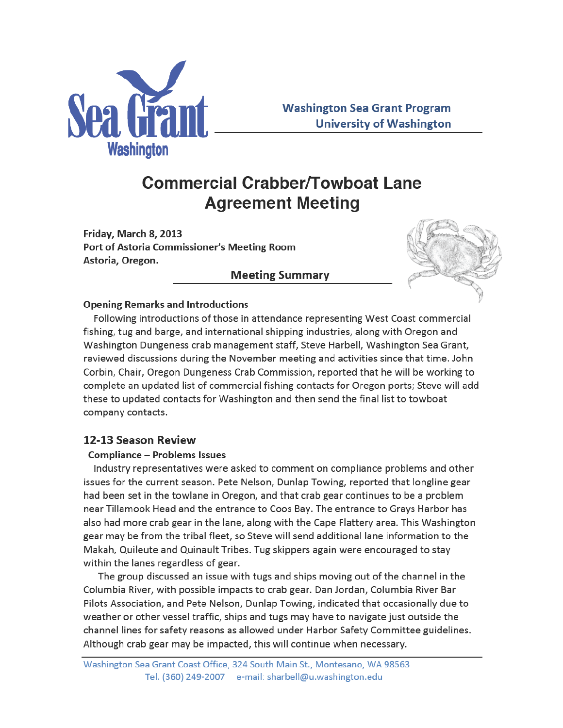Washington Sea Grant Program
University of Washington

# Commercial Crabber/Towboat Lane Agreement Meeting

**Friday, March 8, 2013**
**Port of Astoria Commissioner's Meeting Room**
**Astoria, Oregon.**

## Meeting Summary

**Opening Remarks and Introductions**

Following introductions of those in attendance representing West Coast commercial fishing, tug and barge, and international shipping industries, along with Oregon and Washington Dungeness crab management staff, Steve Harbell, Washington Sea Grant, reviewed discussions during the November meeting and activities since that time. John Corbin, Chair, Oregon Dungeness Crab Commission, reported that he will be working to complete an updated list of commercial fishing contacts for Oregon ports; Steve will add these to updated contacts for Washington and then send the final list to towboat company contacts.

## 12-13 Season Review

**Compliance – Problems Issues**

Industry representatives were asked to comment on compliance problems and other issues for the current season. Pete Nelson, Dunlap Towing, reported that longline gear had been set in the towlane in Oregon, and that crab gear continues to be a problem near Tillamook Head and the entrance to Coos Bay. The entrance to Grays Harbor has also had more crab gear in the lane, along with the Cape Flattery area. This Washington gear may be from the tribal fleet, so Steve will send additional lane information to the Makah, Quileute and Quinault Tribes. Tug skippers again were encouraged to stay within the lanes regardless of gear.

The group discussed an issue with tugs and ships moving out of the channel in the Columbia River, with possible impacts to crab gear. Dan Jordan, Columbia River Bar Pilots Association, and Pete Nelson, Dunlap Towing, indicated that occasionally due to weather or other vessel traffic, ships and tugs may have to navigate just outside the channel lines for safety reasons as allowed under Harbor Safety Committee guidelines. Although crab gear may be impacted, this will continue when necessary.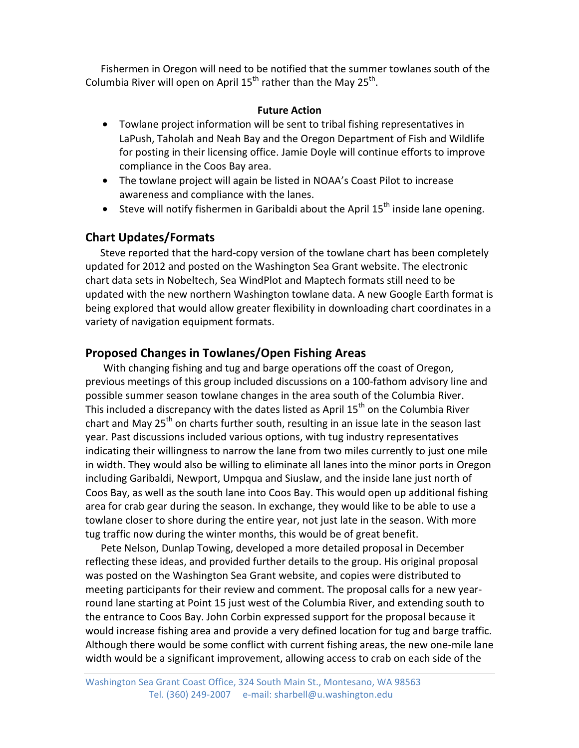Fishermen in Oregon will need to be notified that the summer towlanes south of the Columbia River will open on April 15th rather than the May 25th.

**Future Action**

- Towlane project information will be sent to tribal fishing representatives in LaPush, Taholah and Neah Bay and the Oregon Department of Fish and Wildlife for posting in their licensing office. Jamie Doyle will continue efforts to improve compliance in the Coos Bay area.
- The towlane project will again be listed in NOAA's Coast Pilot to increase awareness and compliance with the lanes.
- Steve will notify fishermen in Garibaldi about the April 15th inside lane opening.

## Chart Updates/Formats

Steve reported that the hard-copy version of the towlane chart has been completely updated for 2012 and posted on the Washington Sea Grant website. The electronic chart data sets in Nobeltech, Sea WindPlot and Maptech formats still need to be updated with the new northern Washington towlane data. A new Google Earth format is being explored that would allow greater flexibility in downloading chart coordinates in a variety of navigation equipment formats.

## Proposed Changes in Towlanes/Open Fishing Areas

With changing fishing and tug and barge operations off the coast of Oregon, previous meetings of this group included discussions on a 100-fathom advisory line and possible summer season towlane changes in the area south of the Columbia River. This included a discrepancy with the dates listed as April 15th on the Columbia River chart and May 25th on charts further south, resulting in an issue late in the season last year. Past discussions included various options, with tug industry representatives indicating their willingness to narrow the lane from two miles currently to just one mile in width. They would also be willing to eliminate all lanes into the minor ports in Oregon including Garibaldi, Newport, Umpqua and Siuslaw, and the inside lane just north of Coos Bay, as well as the south lane into Coos Bay. This would open up additional fishing area for crab gear during the season. In exchange, they would like to be able to use a towlane closer to shore during the entire year, not just late in the season. With more tug traffic now during the winter months, this would be of great benefit.

Pete Nelson, Dunlap Towing, developed a more detailed proposal in December reflecting these ideas, and provided further details to the group. His original proposal was posted on the Washington Sea Grant website, and copies were distributed to meeting participants for their review and comment. The proposal calls for a new year-round lane starting at Point 15 just west of the Columbia River, and extending south to the entrance to Coos Bay. John Corbin expressed support for the proposal because it would increase fishing area and provide a very defined location for tug and barge traffic. Although there would be some conflict with current fishing areas, the new one-mile lane width would be a significant improvement, allowing access to crab on each side of the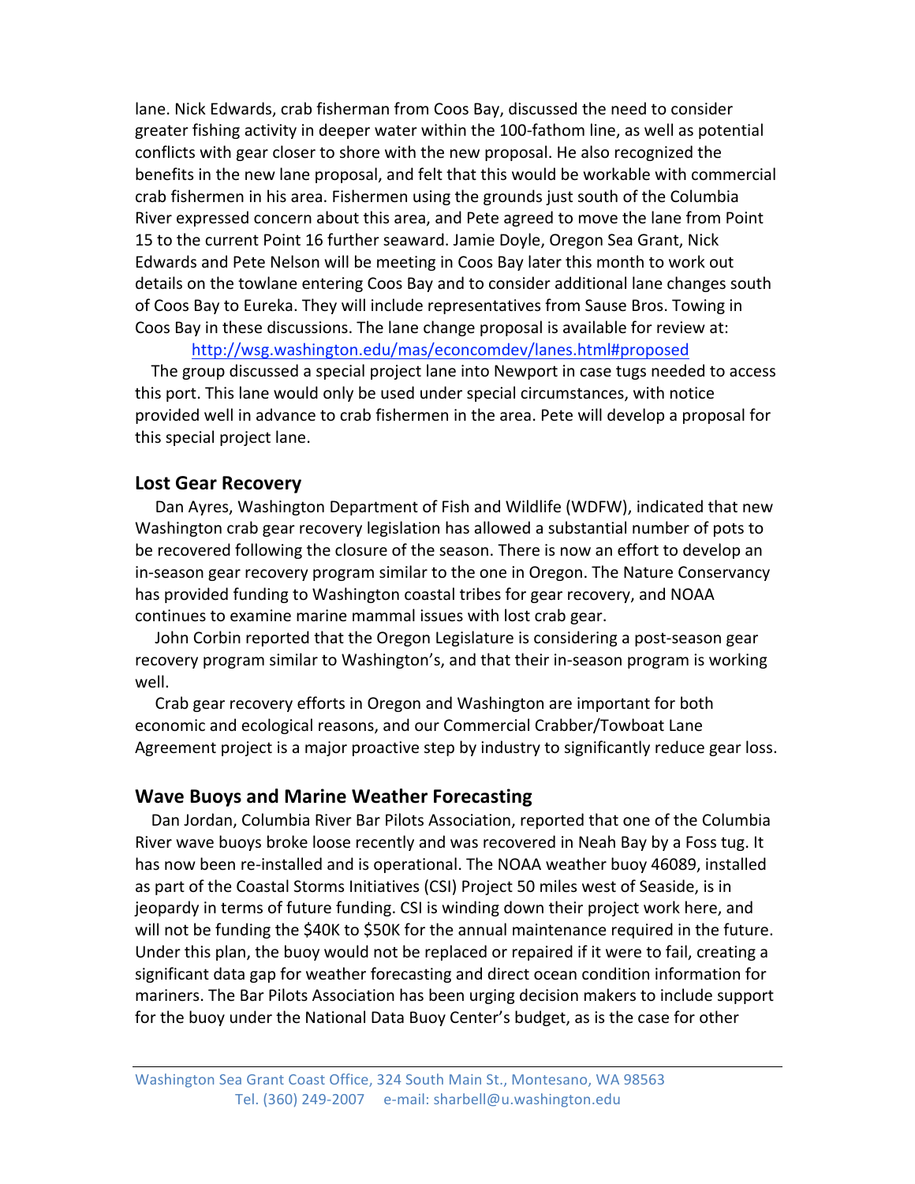lane. Nick Edwards, crab fisherman from Coos Bay, discussed the need to consider greater fishing activity in deeper water within the 100-fathom line, as well as potential conflicts with gear closer to shore with the new proposal. He also recognized the benefits in the new lane proposal, and felt that this would be workable with commercial crab fishermen in his area. Fishermen using the grounds just south of the Columbia River expressed concern about this area, and Pete agreed to move the lane from Point 15 to the current Point 16 further seaward. Jamie Doyle, Oregon Sea Grant, Nick Edwards and Pete Nelson will be meeting in Coos Bay later this month to work out details on the towlane entering Coos Bay and to consider additional lane changes south of Coos Bay to Eureka. They will include representatives from Sause Bros. Towing in Coos Bay in these discussions. The lane change proposal is available for review at: http://wsg.washington.edu/mas/econcomdev/lanes.html#proposed

The group discussed a special project lane into Newport in case tugs needed to access this port. This lane would only be used under special circumstances, with notice provided well in advance to crab fishermen in the area. Pete will develop a proposal for this special project lane.

## Lost Gear Recovery

Dan Ayres, Washington Department of Fish and Wildlife (WDFW), indicated that new Washington crab gear recovery legislation has allowed a substantial number of pots to be recovered following the closure of the season. There is now an effort to develop an in-season gear recovery program similar to the one in Oregon. The Nature Conservancy has provided funding to Washington coastal tribes for gear recovery, and NOAA continues to examine marine mammal issues with lost crab gear.

John Corbin reported that the Oregon Legislature is considering a post-season gear recovery program similar to Washington's, and that their in-season program is working well.

Crab gear recovery efforts in Oregon and Washington are important for both economic and ecological reasons, and our Commercial Crabber/Towboat Lane Agreement project is a major proactive step by industry to significantly reduce gear loss.

## Wave Buoys and Marine Weather Forecasting

Dan Jordan, Columbia River Bar Pilots Association, reported that one of the Columbia River wave buoys broke loose recently and was recovered in Neah Bay by a Foss tug. It has now been re-installed and is operational. The NOAA weather buoy 46089, installed as part of the Coastal Storms Initiatives (CSI) Project 50 miles west of Seaside, is in jeopardy in terms of future funding. CSI is winding down their project work here, and will not be funding the $40K to $50K for the annual maintenance required in the future. Under this plan, the buoy would not be replaced or repaired if it were to fail, creating a significant data gap for weather forecasting and direct ocean condition information for mariners. The Bar Pilots Association has been urging decision makers to include support for the buoy under the National Data Buoy Center's budget, as is the case for other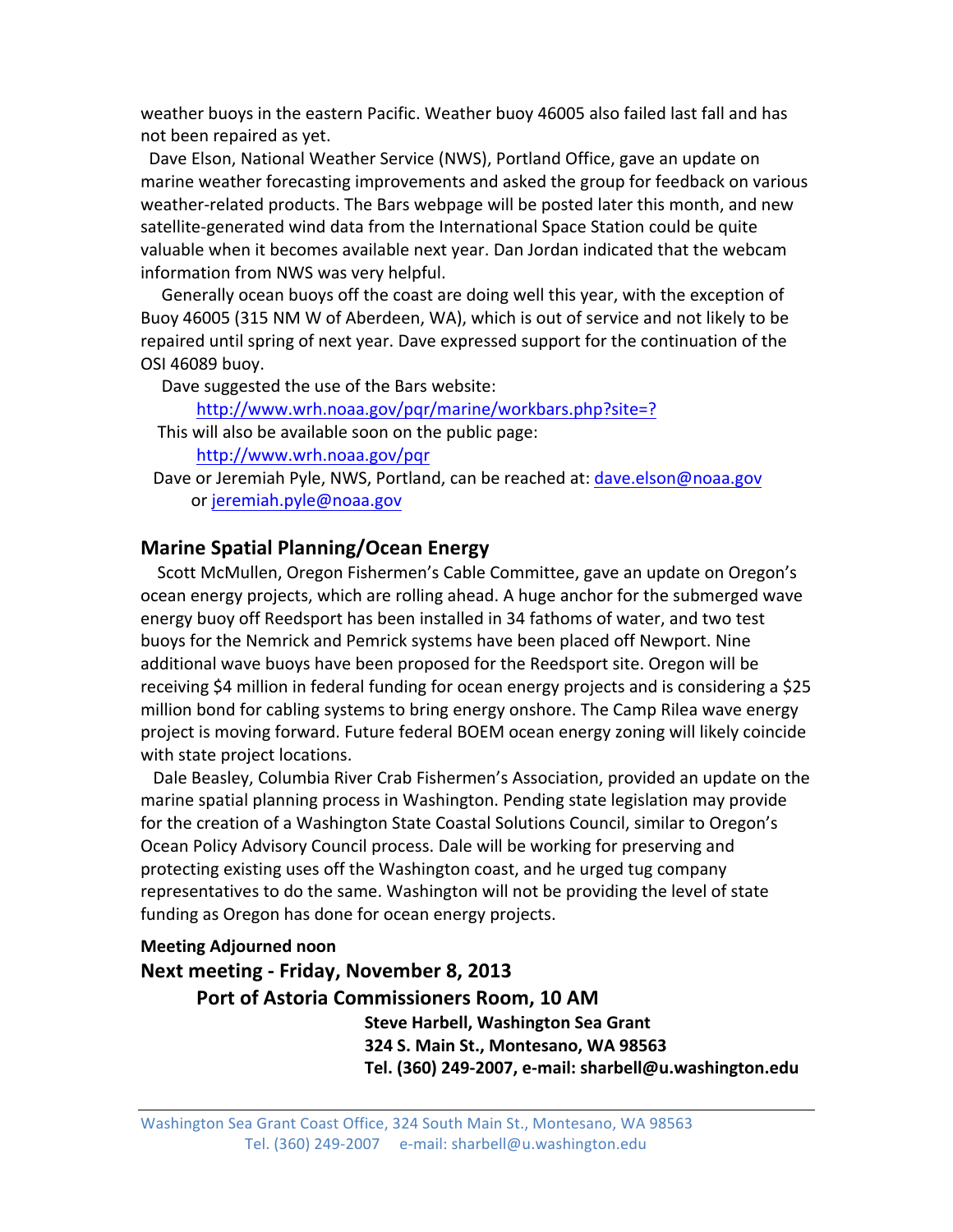weather buoys in the eastern Pacific. Weather buoy 46005 also failed last fall and has not been repaired as yet.

Dave Elson, National Weather Service (NWS), Portland Office, gave an update on marine weather forecasting improvements and asked the group for feedback on various weather-related products. The Bars webpage will be posted later this month, and new satellite-generated wind data from the International Space Station could be quite valuable when it becomes available next year. Dan Jordan indicated that the webcam information from NWS was very helpful.

Generally ocean buoys off the coast are doing well this year, with the exception of Buoy 46005 (315 NM W of Aberdeen, WA), which is out of service and not likely to be repaired until spring of next year. Dave expressed support for the continuation of the OSI 46089 buoy.

Dave suggested the use of the Bars website:

http://www.wrh.noaa.gov/pqr/marine/workbars.php?site=?

This will also be available soon on the public page:

http://www.wrh.noaa.gov/pqr

Dave or Jeremiah Pyle, NWS, Portland, can be reached at: dave.elson@noaa.gov or jeremiah.pyle@noaa.gov

## Marine Spatial Planning/Ocean Energy

Scott McMullen, Oregon Fishermen's Cable Committee, gave an update on Oregon's ocean energy projects, which are rolling ahead. A huge anchor for the submerged wave energy buoy off Reedsport has been installed in 34 fathoms of water, and two test buoys for the Nemrick and Pemrick systems have been placed off Newport. Nine additional wave buoys have been proposed for the Reedsport site. Oregon will be receiving $4 million in federal funding for ocean energy projects and is considering a $25 million bond for cabling systems to bring energy onshore. The Camp Rilea wave energy project is moving forward. Future federal BOEM ocean energy zoning will likely coincide with state project locations.

Dale Beasley, Columbia River Crab Fishermen's Association, provided an update on the marine spatial planning process in Washington. Pending state legislation may provide for the creation of a Washington State Coastal Solutions Council, similar to Oregon's Ocean Policy Advisory Council process. Dale will be working for preserving and protecting existing uses off the Washington coast, and he urged tug company representatives to do the same. Washington will not be providing the level of state funding as Oregon has done for ocean energy projects.

**Meeting Adjourned noon**

### Next meeting - Friday, November 8, 2013

### Port of Astoria Commissioners Room, 10 AM

**Steve Harbell, Washington Sea Grant**
**324 S. Main St., Montesano, WA 98563**
**Tel. (360) 249-2007, e-mail: sharbell@u.washington.edu**